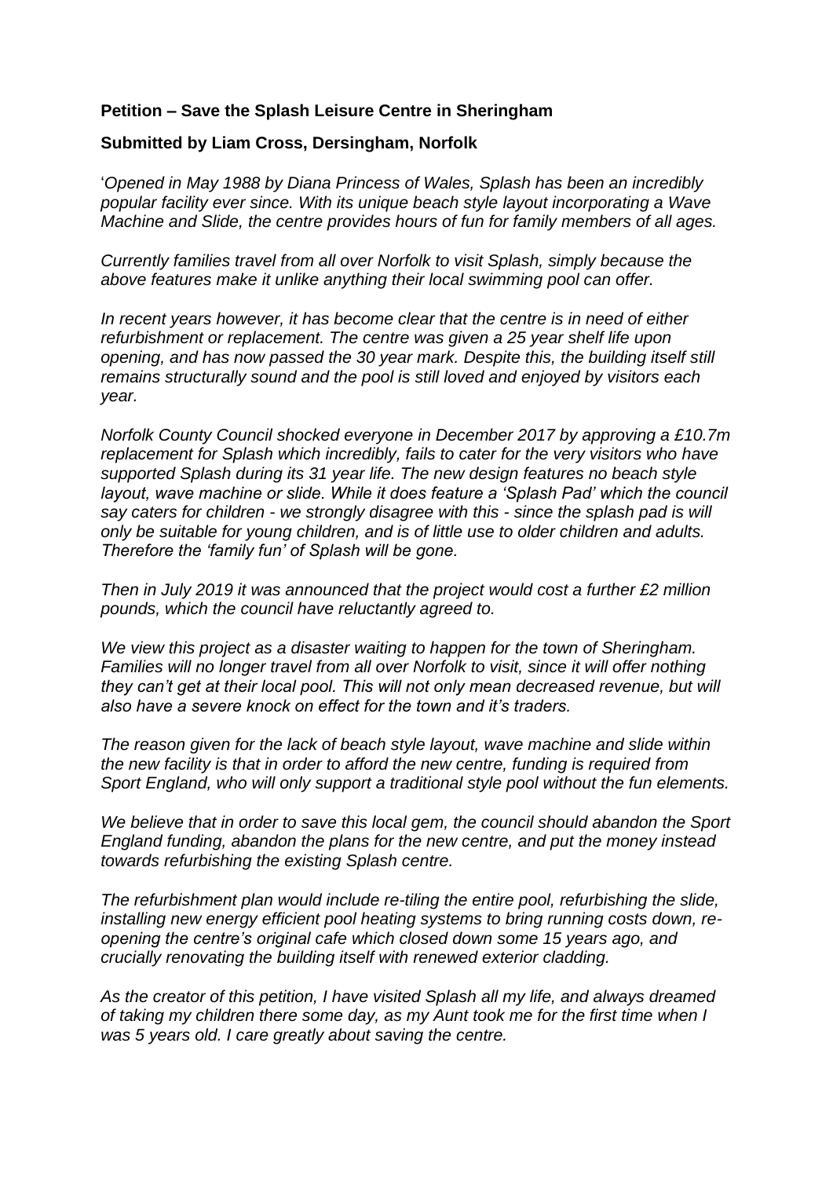**Petition – Save the Splash Leisure Centre in Sheringham**

**Submitted by Liam Cross, Dersingham, Norfolk**

'*Opened in May 1988 by Diana Princess of Wales, Splash has been an incredibly popular facility ever since. With its unique beach style layout incorporating a Wave Machine and Slide, the centre provides hours of fun for family members of all ages.*

*Currently families travel from all over Norfolk to visit Splash, simply because the above features make it unlike anything their local swimming pool can offer.*

*In recent years however, it has become clear that the centre is in need of either refurbishment or replacement. The centre was given a 25 year shelf life upon opening, and has now passed the 30 year mark. Despite this, the building itself still remains structurally sound and the pool is still loved and enjoyed by visitors each year.*

*Norfolk County Council shocked everyone in December 2017 by approving a £10.7m replacement for Splash which incredibly, fails to cater for the very visitors who have supported Splash during its 31 year life. The new design features no beach style layout, wave machine or slide. While it does feature a 'Splash Pad' which the council say caters for children - we strongly disagree with this - since the splash pad is will only be suitable for young children, and is of little use to older children and adults. Therefore the 'family fun' of Splash will be gone.*

*Then in July 2019 it was announced that the project would cost a further £2 million pounds, which the council have reluctantly agreed to.*

*We view this project as a disaster waiting to happen for the town of Sheringham. Families will no longer travel from all over Norfolk to visit, since it will offer nothing they can't get at their local pool. This will not only mean decreased revenue, but will also have a severe knock on effect for the town and it's traders.*

*The reason given for the lack of beach style layout, wave machine and slide within the new facility is that in order to afford the new centre, funding is required from Sport England, who will only support a traditional style pool without the fun elements.*

*We believe that in order to save this local gem, the council should abandon the Sport England funding, abandon the plans for the new centre, and put the money instead towards refurbishing the existing Splash centre.*

*The refurbishment plan would include re-tiling the entire pool, refurbishing the slide, installing new energy efficient pool heating systems to bring running costs down, re-opening the centre's original cafe which closed down some 15 years ago, and crucially renovating the building itself with renewed exterior cladding.*

*As the creator of this petition, I have visited Splash all my life, and always dreamed of taking my children there some day, as my Aunt took me for the first time when I was 5 years old. I care greatly about saving the centre.*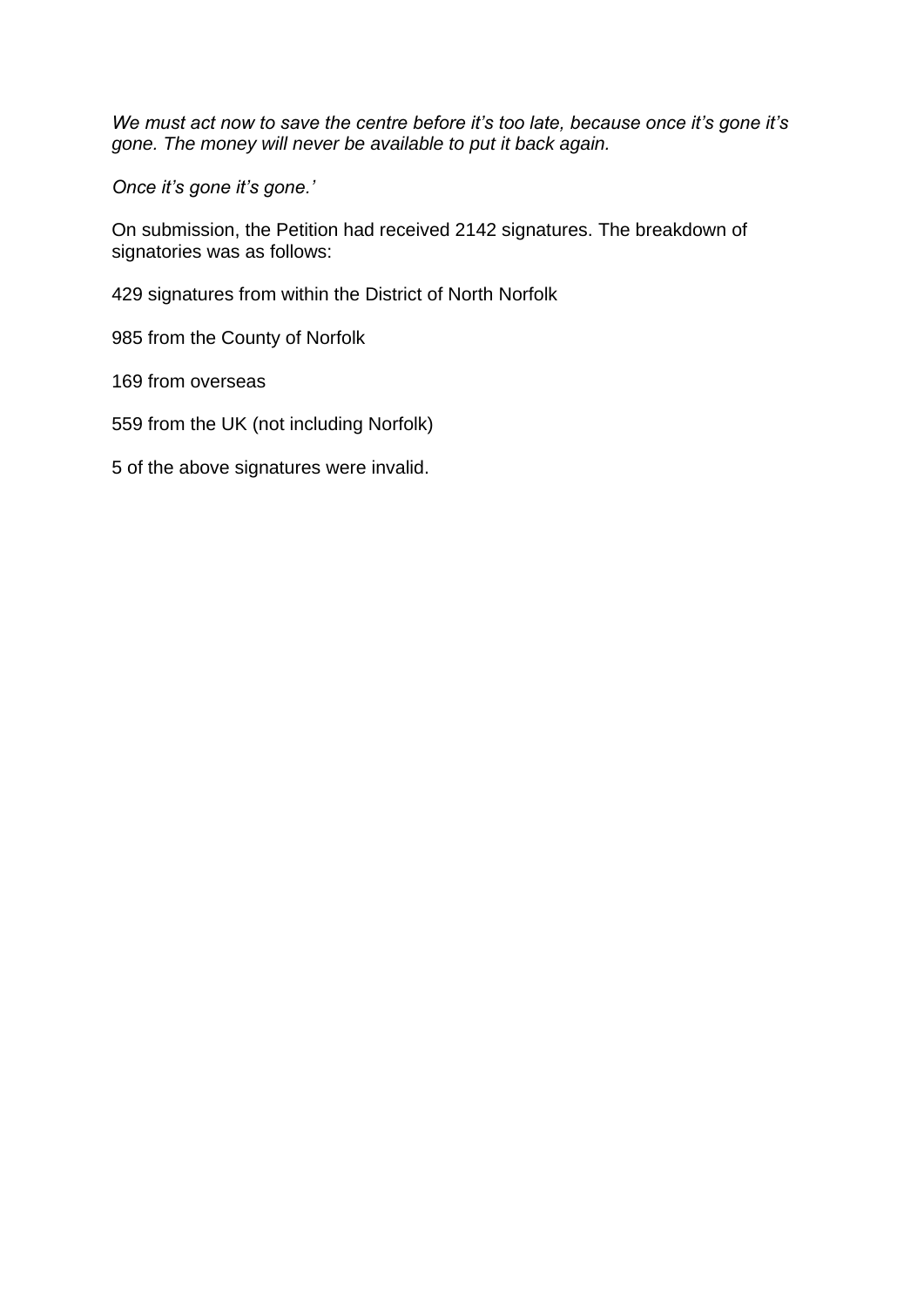*We must act now to save the centre before it's too late, because once it's gone it's gone. The money will never be available to put it back again.*

*Once it's gone it's gone.'*

On submission, the Petition had received 2142 signatures. The breakdown of signatories was as follows:

429 signatures from within the District of North Norfolk

985 from the County of Norfolk

169 from overseas

559 from the UK (not including Norfolk)

5 of the above signatures were invalid.